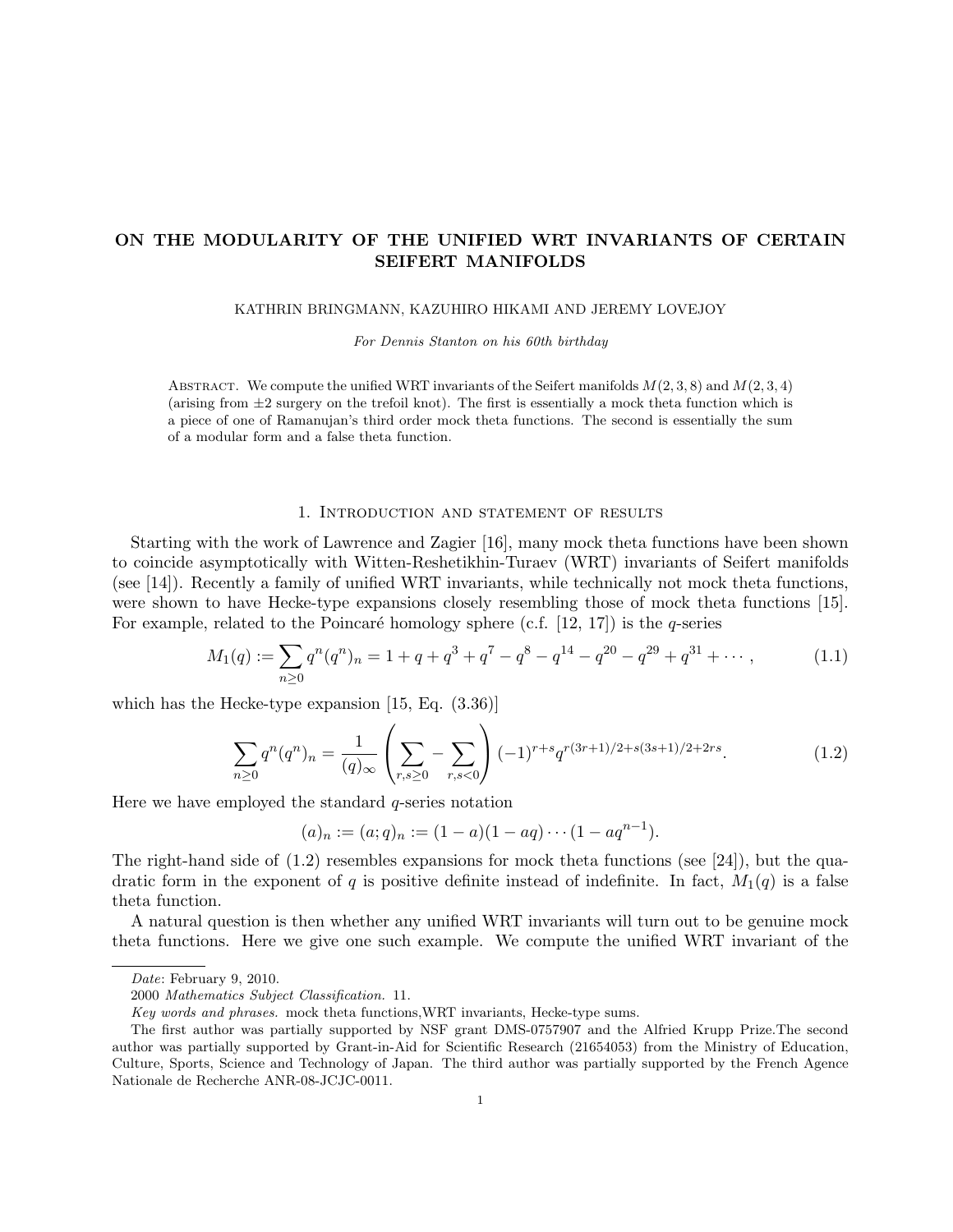# ON THE MODULARITY OF THE UNIFIED WRT INVARIANTS OF CERTAIN SEIFERT MANIFOLDS

KATHRIN BRINGMANN, KAZUHIRO HIKAMI AND JEREMY LOVEJOY

*For Dennis Stanton on his 60th birthday*

Abstract. We compute the unified WRT invariants of the Seifert manifolds $M(2,3,8)$ and $M(2,3,4)$ (arising from $\pm 2$ surgery on the trefoil knot). The first is essentially a mock theta function which is a piece of one of Ramanujan's third order mock theta functions. The second is essentially the sum of a modular form and a false theta function.

## 1. Introduction and statement of results

Starting with the work of Lawrence and Zagier [16], many mock theta functions have been shown to coincide asymptotically with Witten-Reshetikhin-Turaev (WRT) invariants of Seifert manifolds (see [14]). Recently a family of unified WRT invariants, while technically not mock theta functions, were shown to have Hecke-type expansions closely resembling those of mock theta functions [15]. For example, related to the Poincaré homology sphere (c.f. [12, 17]) is the $q$-series

$$M_1(q) := \sum_{n\geq 0} q^n (q^n)_n = 1 + q + q^3 + q^7 - q^8 - q^{14} - q^{20} - q^{29} + q^{31} + \cdots, \tag{1.1}$$

which has the Hecke-type expansion [15, Eq. (3.36)]

$$\sum_{n\geq 0} q^n (q^n)_n = \frac{1}{(q)_\infty} \left( \sum_{r,s\geq 0} - \sum_{r,s<0} \right) (-1)^{r+s} q^{r(3r+1)/2 + s(3s+1)/2 + 2rs}. \tag{1.2}$$

Here we have employed the standard $q$-series notation

$$(a)_n := (a;q)_n := (1-a)(1-aq)\cdots(1-aq^{n-1}).$$

The right-hand side of (1.2) resembles expansions for mock theta functions (see [24]), but the quadratic form in the exponent of $q$ is positive definite instead of indefinite. In fact, $M_1(q)$ is a false theta function.

A natural question is then whether any unified WRT invariants will turn out to be genuine mock theta functions. Here we give one such example. We compute the unified WRT invariant of the

---

*Date*: February 9, 2010.

2000 *Mathematics Subject Classification.* 11.

*Key words and phrases.* mock theta functions,WRT invariants, Hecke-type sums.

The first author was partially supported by NSF grant DMS-0757907 and the Alfried Krupp Prize.The second author was partially supported by Grant-in-Aid for Scientific Research (21654053) from the Ministry of Education, Culture, Sports, Science and Technology of Japan. The third author was partially supported by the French Agence Nationale de Recherche ANR-08-JCJC-0011.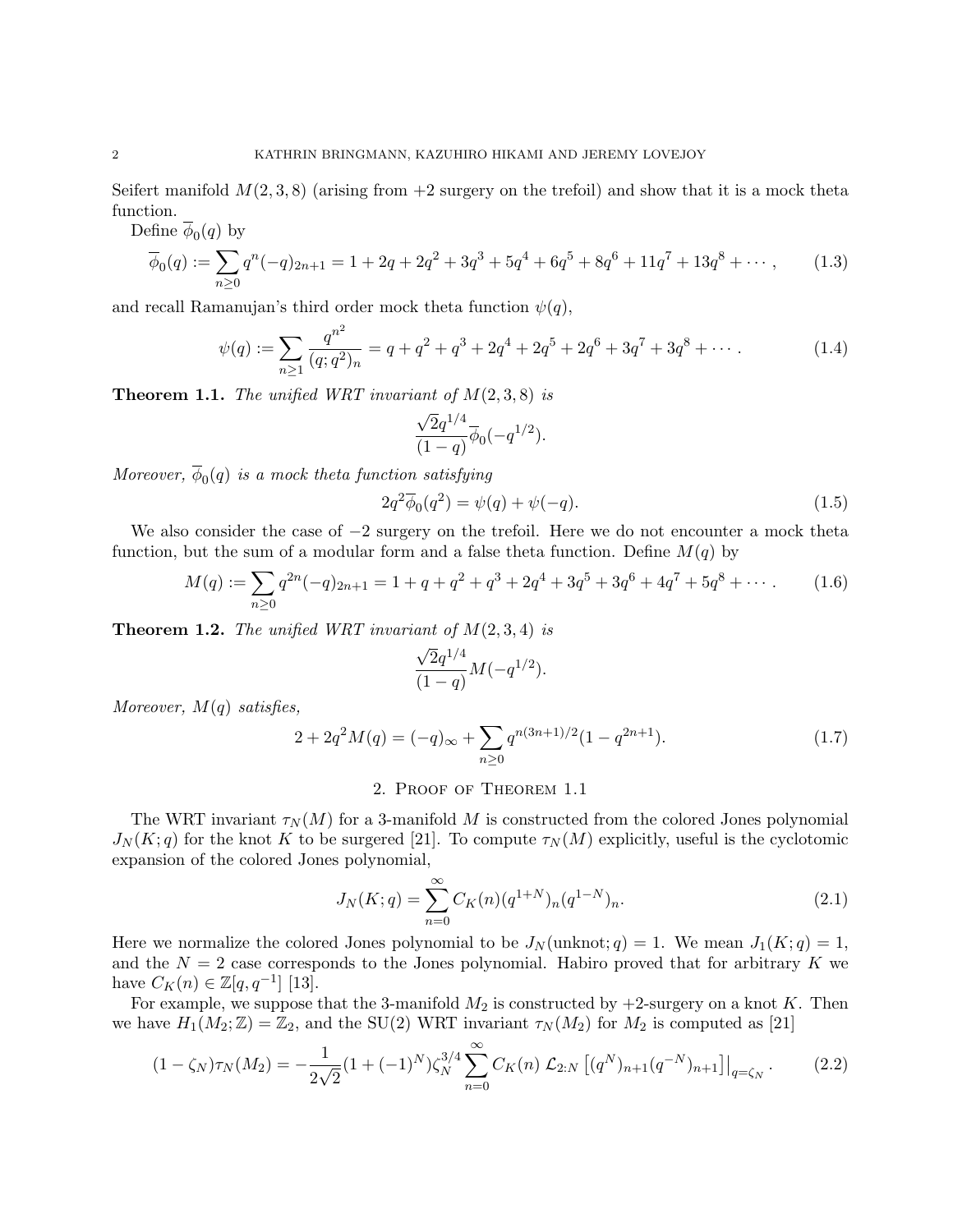Seifert manifold $M(2,3,8)$ (arising from $+2$ surgery on the trefoil) and show that it is a mock theta function.

Define $\overline{\phi}_0(q)$ by

$$\overline{\phi}_0(q) := \sum_{n\geq 0} q^n (-q)_{2n+1} = 1 + 2q + 2q^2 + 3q^3 + 5q^4 + 6q^5 + 8q^6 + 11q^7 + 13q^8 + \cdots, \tag{1.3}$$

and recall Ramanujan's third order mock theta function $\psi(q)$,

$$\psi(q) := \sum_{n\geq 1} \frac{q^{n^2}}{(q;q^2)_n} = q + q^2 + q^3 + 2q^4 + 2q^5 + 2q^6 + 3q^7 + 3q^8 + \cdots. \tag{1.4}$$

**Theorem 1.1.** *The unified WRT invariant of $M(2,3,8)$ is*

$$\frac{\sqrt{2}q^{1/4}}{(1-q)} \overline{\phi}_0(-q^{1/2}).$$

*Moreover, $\overline{\phi}_0(q)$ is a mock theta function satisfying*

$$2q^2\overline{\phi}_0(q^2) = \psi(q) + \psi(-q). \tag{1.5}$$

We also consider the case of $-2$ surgery on the trefoil. Here we do not encounter a mock theta function, but the sum of a modular form and a false theta function. Define $M(q)$ by

$$M(q) := \sum_{n\geq 0} q^{2n}(-q)_{2n+1} = 1 + q + q^2 + q^3 + 2q^4 + 3q^5 + 3q^6 + 4q^7 + 5q^8 + \cdots. \tag{1.6}$$

**Theorem 1.2.** *The unified WRT invariant of $M(2,3,4)$ is*

$$\frac{\sqrt{2}q^{1/4}}{(1-q)} M(-q^{1/2}).$$

*Moreover, $M(q)$ satisfies,*

$$2 + 2q^2 M(q) = (-q)_\infty + \sum_{n\geq 0} q^{n(3n+1)/2}(1-q^{2n+1}). \tag{1.7}$$

## 2. Proof of Theorem 1.1

The WRT invariant $\tau_N(M)$ for a 3-manifold $M$ is constructed from the colored Jones polynomial $J_N(K;q)$ for the knot $K$ to be surgered [21]. To compute $\tau_N(M)$ explicitly, useful is the cyclotomic expansion of the colored Jones polynomial,

$$J_N(K;q) = \sum_{n=0}^{\infty} C_K(n)(q^{1+N})_n (q^{1-N})_n. \tag{2.1}$$

Here we normalize the colored Jones polynomial to be $J_N(\text{unknot};q) = 1$. We mean $J_1(K;q) = 1$, and the $N = 2$ case corresponds to the Jones polynomial. Habiro proved that for arbitrary $K$ we have $C_K(n) \in \mathbb{Z}[q, q^{-1}]$ [13].

For example, we suppose that the 3-manifold $M_2$ is constructed by $+2$-surgery on a knot $K$. Then we have $H_1(M_2;\mathbb{Z}) = \mathbb{Z}_2$, and the SU(2) WRT invariant $\tau_N(M_2)$ for $M_2$ is computed as [21]

$$(1-\zeta_N)\tau_N(M_2) = -\frac{1}{2\sqrt{2}}(1+(-1)^N)\zeta_N^{3/4} \sum_{n=0}^{\infty} C_K(n)\, \mathcal{L}_{2:N}\left[(q^N)_{n+1}(q^{-N})_{n+1}\right]\Big|_{q=\zeta_N}. \tag{2.2}$$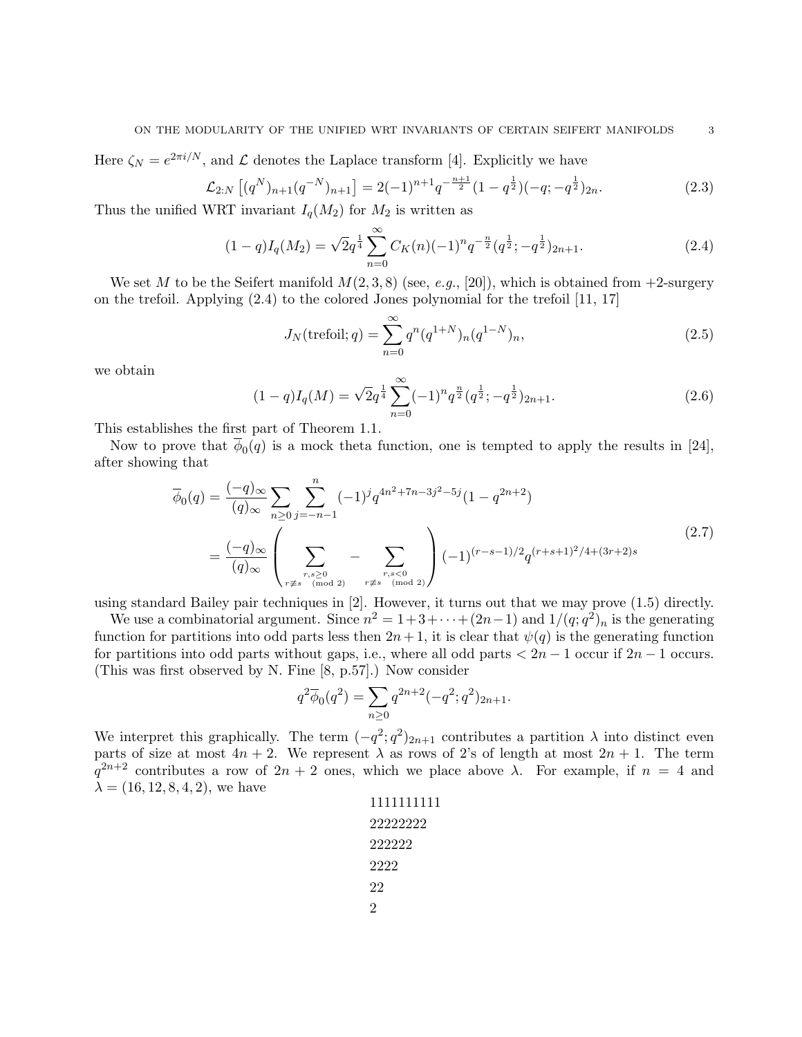Here $\zeta_N = e^{2\pi i/N}$, and $\mathcal{L}$ denotes the Laplace transform [4]. Explicitly we have

$$\mathcal{L}_{2:N}\left[(q^N)_{n+1}(q^{-N})_{n+1}\right] = 2(-1)^{n+1}q^{-\frac{n+1}{2}}(1-q^{\frac{1}{2}})(-q;-q^{\frac{1}{2}})_{2n}. \tag{2.3}$$

Thus the unified WRT invariant $I_q(M_2)$ for $M_2$ is written as

$$(1-q)I_q(M_2) = \sqrt{2}q^{\frac{1}{4}}\sum_{n=0}^{\infty} C_K(n)(-1)^n q^{-\frac{n}{2}}(q^{\frac{1}{2}};-q^{\frac{1}{2}})_{2n+1}. \tag{2.4}$$

We set $M$ to be the Seifert manifold $M(2,3,8)$ (see, *e.g.*, [20]), which is obtained from $+2$-surgery on the trefoil. Applying (2.4) to the colored Jones polynomial for the trefoil [11, 17]

$$J_N(\text{trefoil}; q) = \sum_{n=0}^{\infty} q^n (q^{1+N})_n (q^{1-N})_n, \tag{2.5}$$

we obtain

$$(1-q)I_q(M) = \sqrt{2}q^{\frac{1}{4}}\sum_{n=0}^{\infty}(-1)^n q^{\frac{n}{2}}(q^{\frac{1}{2}};-q^{\frac{1}{2}})_{2n+1}. \tag{2.6}$$

This establishes the first part of Theorem 1.1.

Now to prove that $\overline{\phi}_0(q)$ is a mock theta function, one is tempted to apply the results in [24], after showing that

$$\begin{aligned}
\overline{\phi}_0(q) &= \frac{(-q)_\infty}{(q)_\infty}\sum_{n\geq 0}\sum_{j=-n-1}^{n}(-1)^j q^{4n^2+7n-3j^2-5j}(1-q^{2n+2}) \\
&= \frac{(-q)_\infty}{(q)_\infty}\left(\sum_{\substack{r,s\geq 0 \\ r\not\equiv s \pmod 2}} - \sum_{\substack{r,s<0 \\ r\not\equiv s \pmod 2}}\right)(-1)^{(r-s-1)/2}q^{(r+s+1)^2/4+(3r+2)s}
\end{aligned} \tag{2.7}$$

using standard Bailey pair techniques in [2]. However, it turns out that we may prove (1.5) directly.

We use a combinatorial argument. Since $n^2 = 1+3+\cdots+(2n-1)$ and $1/(q;q^2)_n$ is the generating function for partitions into odd parts less then $2n+1$, it is clear that $\psi(q)$ is the generating function for partitions into odd parts without gaps, i.e., where all odd parts $< 2n-1$ occur if $2n-1$ occurs. (This was first observed by N. Fine [8, p.57].) Now consider

$$q^2\overline{\phi}_0(q^2) = \sum_{n\geq 0} q^{2n+2}(-q^2;q^2)_{2n+1}.$$

We interpret this graphically. The term $(-q^2;q^2)_{2n+1}$ contributes a partition $\lambda$ into distinct even parts of size at most $4n+2$. We represent $\lambda$ as rows of 2's of length at most $2n+1$. The term $q^{2n+2}$ contributes a row of $2n+2$ ones, which we place above $\lambda$. For example, if $n = 4$ and $\lambda = (16, 12, 8, 4, 2)$, we have

```
1111111111
22222222
222222
2222
22
2
```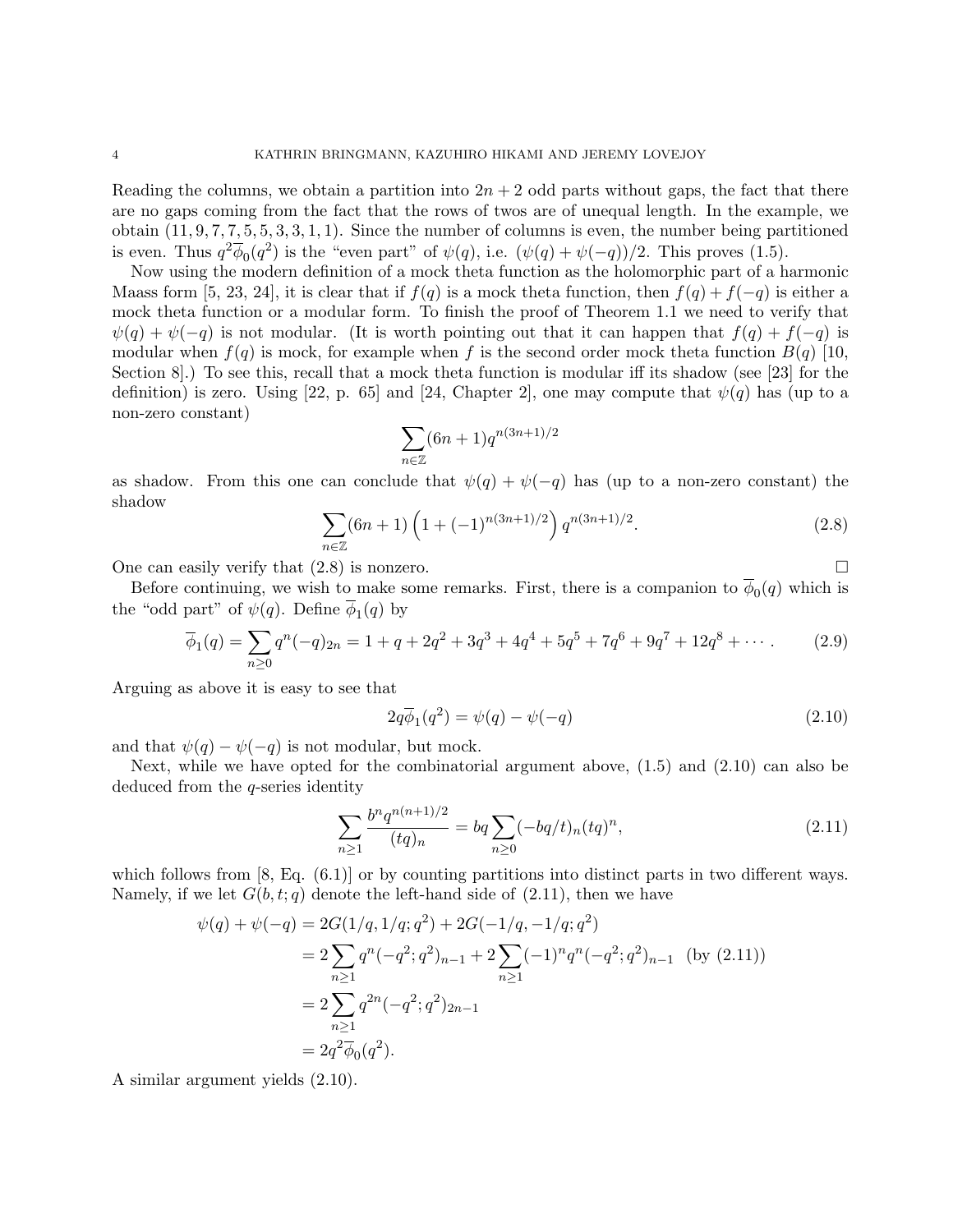Reading the columns, we obtain a partition into $2n+2$ odd parts without gaps, the fact that there are no gaps coming from the fact that the rows of twos are of unequal length. In the example, we obtain $(11, 9, 7, 7, 5, 5, 3, 3, 1, 1)$. Since the number of columns is even, the number being partitioned is even. Thus $q^2\overline{\phi}_0(q^2)$ is the "even part" of $\psi(q)$, i.e. $(\psi(q)+\psi(-q))/2$. This proves (1.5).

Now using the modern definition of a mock theta function as the holomorphic part of a harmonic Maass form [5, 23, 24], it is clear that if $f(q)$ is a mock theta function, then $f(q)+f(-q)$ is either a mock theta function or a modular form. To finish the proof of Theorem 1.1 we need to verify that $\psi(q)+\psi(-q)$ is not modular. (It is worth pointing out that it can happen that $f(q)+f(-q)$ is modular when $f(q)$ is mock, for example when $f$ is the second order mock theta function $B(q)$ [10, Section 8].) To see this, recall that a mock theta function is modular iff its shadow (see [23] for the definition) is zero. Using [22, p. 65] and [24, Chapter 2], one may compute that $\psi(q)$ has (up to a non-zero constant)

$$\sum_{n\in\mathbb{Z}} (6n+1) q^{n(3n+1)/2}$$

as shadow. From this one can conclude that $\psi(q)+\psi(-q)$ has (up to a non-zero constant) the shadow

$$\sum_{n\in\mathbb{Z}} (6n+1)\left(1+(-1)^{n(3n+1)/2}\right) q^{n(3n+1)/2}. \tag{2.8}$$

One can easily verify that (2.8) is nonzero. $\square$

Before continuing, we wish to make some remarks. First, there is a companion to $\overline{\phi}_0(q)$ which is the "odd part" of $\psi(q)$. Define $\overline{\phi}_1(q)$ by

$$\overline{\phi}_1(q) = \sum_{n\geq 0} q^n (-q)_{2n} = 1 + q + 2q^2 + 3q^3 + 4q^4 + 5q^5 + 7q^6 + 9q^7 + 12q^8 + \cdots. \tag{2.9}$$

Arguing as above it is easy to see that

$$2q\overline{\phi}_1(q^2) = \psi(q) - \psi(-q) \tag{2.10}$$

and that $\psi(q)-\psi(-q)$ is not modular, but mock.

Next, while we have opted for the combinatorial argument above, (1.5) and (2.10) can also be deduced from the $q$-series identity

$$\sum_{n\geq 1} \frac{b^n q^{n(n+1)/2}}{(tq)_n} = bq \sum_{n\geq 0} (-bq/t)_n (tq)^n, \tag{2.11}$$

which follows from [8, Eq. (6.1)] or by counting partitions into distinct parts in two different ways. Namely, if we let $G(b,t;q)$ denote the left-hand side of (2.11), then we have

$$\begin{aligned}
\psi(q)+\psi(-q) &= 2G(1/q, 1/q; q^2) + 2G(-1/q, -1/q; q^2) \\
&= 2\sum_{n\geq 1} q^n (-q^2;q^2)_{n-1} + 2\sum_{n\geq 1} (-1)^n q^n (-q^2;q^2)_{n-1} \quad \text{(by (2.11))} \\
&= 2\sum_{n\geq 1} q^{2n} (-q^2;q^2)_{2n-1} \\
&= 2q^2\overline{\phi}_0(q^2).
\end{aligned}$$

A similar argument yields (2.10).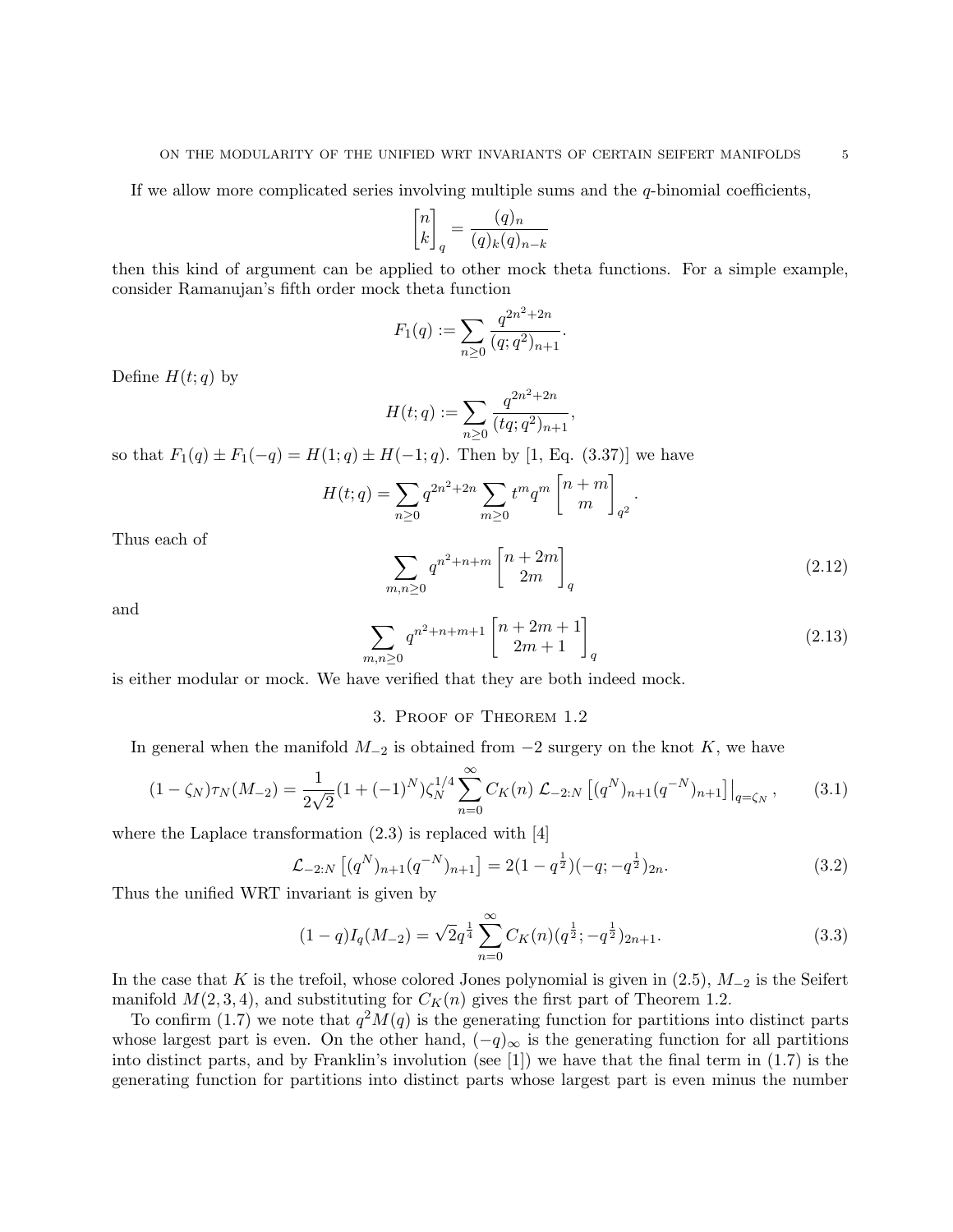If we allow more complicated series involving multiple sums and the $q$-binomial coefficients,

$$\begin{bmatrix} n \\ k \end{bmatrix}_q = \frac{(q)_n}{(q)_k (q)_{n-k}}$$

then this kind of argument can be applied to other mock theta functions. For a simple example, consider Ramanujan's fifth order mock theta function

$$F_1(q) := \sum_{n \geq 0} \frac{q^{2n^2+2n}}{(q;q^2)_{n+1}}.$$

Define $H(t;q)$ by

$$H(t;q) := \sum_{n \geq 0} \frac{q^{2n^2+2n}}{(tq;q^2)_{n+1}},$$

so that $F_1(q) \pm F_1(-q) = H(1;q) \pm H(-1;q)$. Then by [1, Eq. (3.37)] we have

$$H(t;q) = \sum_{n \geq 0} q^{2n^2+2n} \sum_{m \geq 0} t^m q^m \begin{bmatrix} n+m \\ m \end{bmatrix}_{q^2}.$$

Thus each of

$$\sum_{m,n \geq 0} q^{n^2+n+m} \begin{bmatrix} n+2m \\ 2m \end{bmatrix}_q \tag{2.12}$$

and

$$\sum_{m,n \geq 0} q^{n^2+n+m+1} \begin{bmatrix} n+2m+1 \\ 2m+1 \end{bmatrix}_q \tag{2.13}$$

is either modular or mock. We have verified that they are both indeed mock.

## 3. Proof of Theorem 1.2

In general when the manifold $M_{-2}$ is obtained from $-2$ surgery on the knot $K$, we have

$$(1-\zeta_N)\tau_N(M_{-2}) = \frac{1}{2\sqrt{2}}(1+(-1)^N)\zeta_N^{1/4} \sum_{n=0}^{\infty} C_K(n)\, \mathcal{L}_{-2:N}\left[(q^N)_{n+1}(q^{-N})_{n+1}\right]\big|_{q=\zeta_N}, \tag{3.1}$$

where the Laplace transformation (2.3) is replaced with [4]

$$\mathcal{L}_{-2:N}\left[(q^N)_{n+1}(q^{-N})_{n+1}\right] = 2(1-q^{\frac{1}{2}})(-q;-q^{\frac{1}{2}})_{2n}. \tag{3.2}$$

Thus the unified WRT invariant is given by

$$(1-q)I_q(M_{-2}) = \sqrt{2}q^{\frac{1}{4}} \sum_{n=0}^{\infty} C_K(n)(q^{\frac{1}{2}};-q^{\frac{1}{2}})_{2n+1}. \tag{3.3}$$

In the case that $K$ is the trefoil, whose colored Jones polynomial is given in (2.5), $M_{-2}$ is the Seifert manifold $M(2,3,4)$, and substituting for $C_K(n)$ gives the first part of Theorem 1.2.

To confirm (1.7) we note that $q^2M(q)$ is the generating function for partitions into distinct parts whose largest part is even. On the other hand, $(-q)_\infty$ is the generating function for all partitions into distinct parts, and by Franklin's involution (see [1]) we have that the final term in (1.7) is the generating function for partitions into distinct parts whose largest part is even minus the number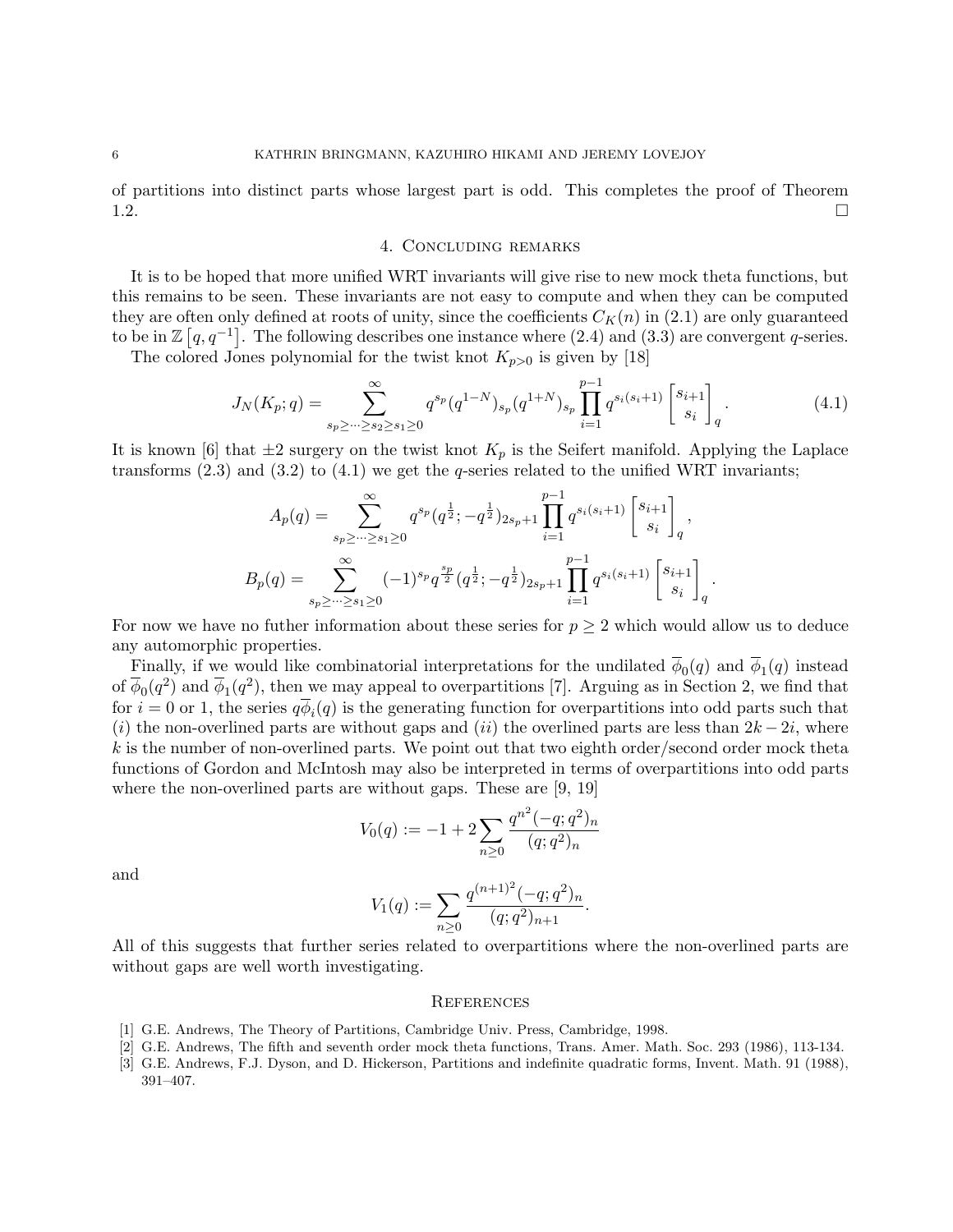of partitions into distinct parts whose largest part is odd. This completes the proof of Theorem 1.2. $\square$

## 4. Concluding remarks

It is to be hoped that more unified WRT invariants will give rise to new mock theta functions, but this remains to be seen. These invariants are not easy to compute and when they can be computed they are often only defined at roots of unity, since the coefficients $C_K(n)$ in (2.1) are only guaranteed to be in $\mathbb{Z}\left[q, q^{-1}\right]$. The following describes one instance where (2.4) and (3.3) are convergent $q$-series.

The colored Jones polynomial for the twist knot $K_{p>0}$ is given by [18]

$$J_N(K_p;q) = \sum_{s_p \geq \cdots \geq s_2 \geq s_1 \geq 0}^{\infty} q^{s_p} (q^{1-N})_{s_p} (q^{1+N})_{s_p} \prod_{i=1}^{p-1} q^{s_i(s_i+1)} \begin{bmatrix} s_{i+1} \\ s_i \end{bmatrix}_q. \tag{4.1}$$

It is known [6] that $\pm 2$ surgery on the twist knot $K_p$ is the Seifert manifold. Applying the Laplace transforms (2.3) and (3.2) to (4.1) we get the $q$-series related to the unified WRT invariants;

$$A_p(q) = \sum_{s_p \geq \cdots \geq s_1 \geq 0}^{\infty} q^{s_p} (q^{\frac{1}{2}}; -q^{\frac{1}{2}})_{2s_p+1} \prod_{i=1}^{p-1} q^{s_i(s_i+1)} \begin{bmatrix} s_{i+1} \\ s_i \end{bmatrix}_q,$$

$$B_p(q) = \sum_{s_p \geq \cdots \geq s_1 \geq 0}^{\infty} (-1)^{s_p} q^{\frac{s_p}{2}} (q^{\frac{1}{2}}; -q^{\frac{1}{2}})_{2s_p+1} \prod_{i=1}^{p-1} q^{s_i(s_i+1)} \begin{bmatrix} s_{i+1} \\ s_i \end{bmatrix}_q.$$

For now we have no futher information about these series for $p \geq 2$ which would allow us to deduce any automorphic properties.

Finally, if we would like combinatorial interpretations for the undilated $\overline{\phi}_0(q)$ and $\overline{\phi}_1(q)$ instead of $\overline{\phi}_0(q^2)$ and $\overline{\phi}_1(q^2)$, then we may appeal to overpartitions [7]. Arguing as in Section 2, we find that for $i = 0$ or 1, the series $q\overline{\phi}_i(q)$ is the generating function for overpartitions into odd parts such that $(i)$ the non-overlined parts are without gaps and $(ii)$ the overlined parts are less than $2k - 2i$, where $k$ is the number of non-overlined parts. We point out that two eighth order/second order mock theta functions of Gordon and McIntosh may also be interpreted in terms of overpartitions into odd parts where the non-overlined parts are without gaps. These are [9, 19]

$$V_0(q) := -1 + 2\sum_{n \geq 0} \frac{q^{n^2}(-q;q^2)_n}{(q;q^2)_n}$$

and

$$V_1(q) := \sum_{n \geq 0} \frac{q^{(n+1)^2}(-q;q^2)_n}{(q;q^2)_{n+1}}.$$

All of this suggests that further series related to overpartitions where the non-overlined parts are without gaps are well worth investigating.

## References

[1] G.E. Andrews, The Theory of Partitions, Cambridge Univ. Press, Cambridge, 1998.

[2] G.E. Andrews, The fifth and seventh order mock theta functions, Trans. Amer. Math. Soc. 293 (1986), 113-134.

[3] G.E. Andrews, F.J. Dyson, and D. Hickerson, Partitions and indefinite quadratic forms, Invent. Math. 91 (1988), 391–407.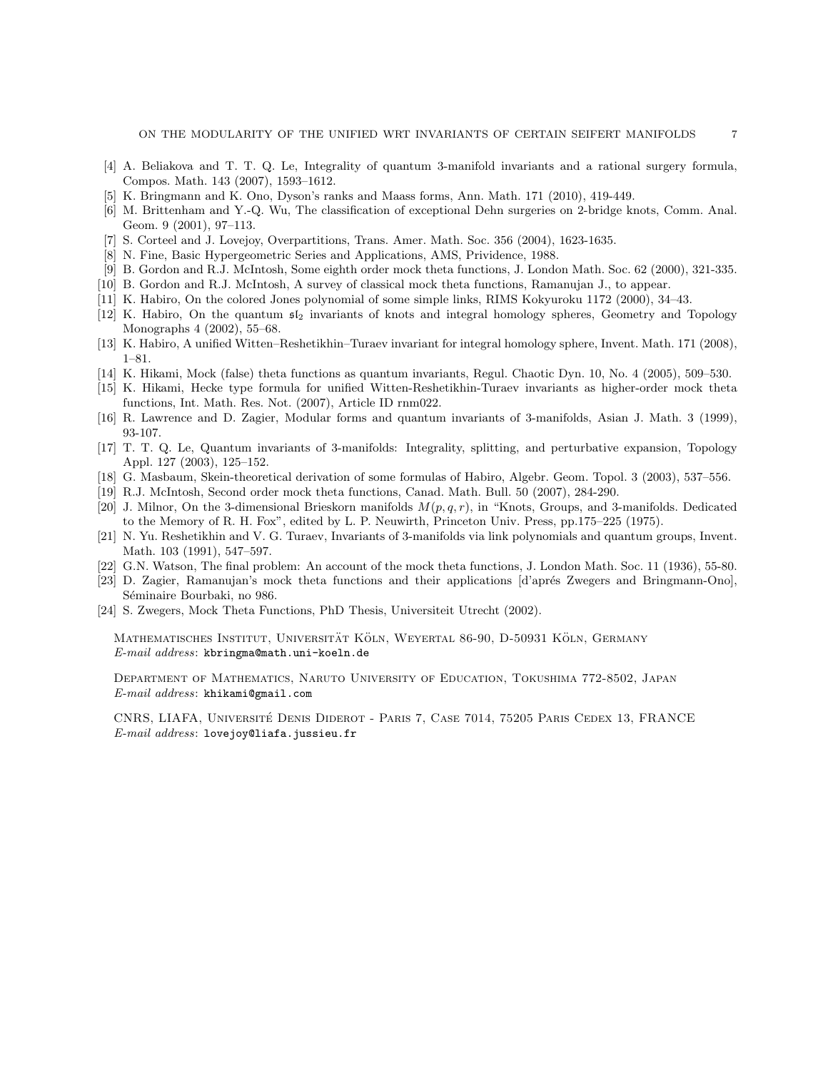[4] A. Beliakova and T. T. Q. Le, Integrality of quantum 3-manifold invariants and a rational surgery formula, Compos. Math. 143 (2007), 1593–1612.

[5] K. Bringmann and K. Ono, Dyson's ranks and Maass forms, Ann. Math. 171 (2010), 419-449.

[6] M. Brittenham and Y.-Q. Wu, The classification of exceptional Dehn surgeries on 2-bridge knots, Comm. Anal. Geom. 9 (2001), 97–113.

[7] S. Corteel and J. Lovejoy, Overpartitions, Trans. Amer. Math. Soc. 356 (2004), 1623-1635.

[8] N. Fine, Basic Hypergeometric Series and Applications, AMS, Prividence, 1988.

[9] B. Gordon and R.J. McIntosh, Some eighth order mock theta functions, J. London Math. Soc. 62 (2000), 321-335.

[10] B. Gordon and R.J. McIntosh, A survey of classical mock theta functions, Ramanujan J., to appear.

[11] K. Habiro, On the colored Jones polynomial of some simple links, RIMS Kokyuroku 1172 (2000), 34–43.

[12] K. Habiro, On the quantum $\mathfrak{sl}_2$ invariants of knots and integral homology spheres, Geometry and Topology Monographs 4 (2002), 55–68.

[13] K. Habiro, A unified Witten–Reshetikhin–Turaev invariant for integral homology sphere, Invent. Math. 171 (2008), 1–81.

[14] K. Hikami, Mock (false) theta functions as quantum invariants, Regul. Chaotic Dyn. 10, No. 4 (2005), 509–530.

[15] K. Hikami, Hecke type formula for unified Witten-Reshetikhin-Turaev invariants as higher-order mock theta functions, Int. Math. Res. Not. (2007), Article ID rnm022.

[16] R. Lawrence and D. Zagier, Modular forms and quantum invariants of 3-manifolds, Asian J. Math. 3 (1999), 93-107.

[17] T. T. Q. Le, Quantum invariants of 3-manifolds: Integrality, splitting, and perturbative expansion, Topology Appl. 127 (2003), 125–152.

[18] G. Masbaum, Skein-theoretical derivation of some formulas of Habiro, Algebr. Geom. Topol. 3 (2003), 537–556.

[19] R.J. McIntosh, Second order mock theta functions, Canad. Math. Bull. 50 (2007), 284-290.

[20] J. Milnor, On the 3-dimensional Brieskorn manifolds $M(p, q, r)$, in "Knots, Groups, and 3-manifolds. Dedicated to the Memory of R. H. Fox", edited by L. P. Neuwirth, Princeton Univ. Press, pp.175–225 (1975).

[21] N. Yu. Reshetikhin and V. G. Turaev, Invariants of 3-manifolds via link polynomials and quantum groups, Invent. Math. 103 (1991), 547–597.

[22] G.N. Watson, The final problem: An account of the mock theta functions, J. London Math. Soc. 11 (1936), 55-80.

[23] D. Zagier, Ramanujan's mock theta functions and their applications [d'aprés Zwegers and Bringmann-Ono], Séminaire Bourbaki, no 986.

[24] S. Zwegers, Mock Theta Functions, PhD Thesis, Universiteit Utrecht (2002).

Mathematisches Institut, Universität Köln, Weyertal 86-90, D-50931 Köln, Germany
*E-mail address*: kbringma@math.uni-koeln.de

Department of Mathematics, Naruto University of Education, Tokushima 772-8502, Japan
*E-mail address*: khikami@gmail.com

CNRS, LIAFA, Université Denis Diderot - Paris 7, Case 7014, 75205 Paris Cedex 13, FRANCE
*E-mail address*: lovejoy@liafa.jussieu.fr